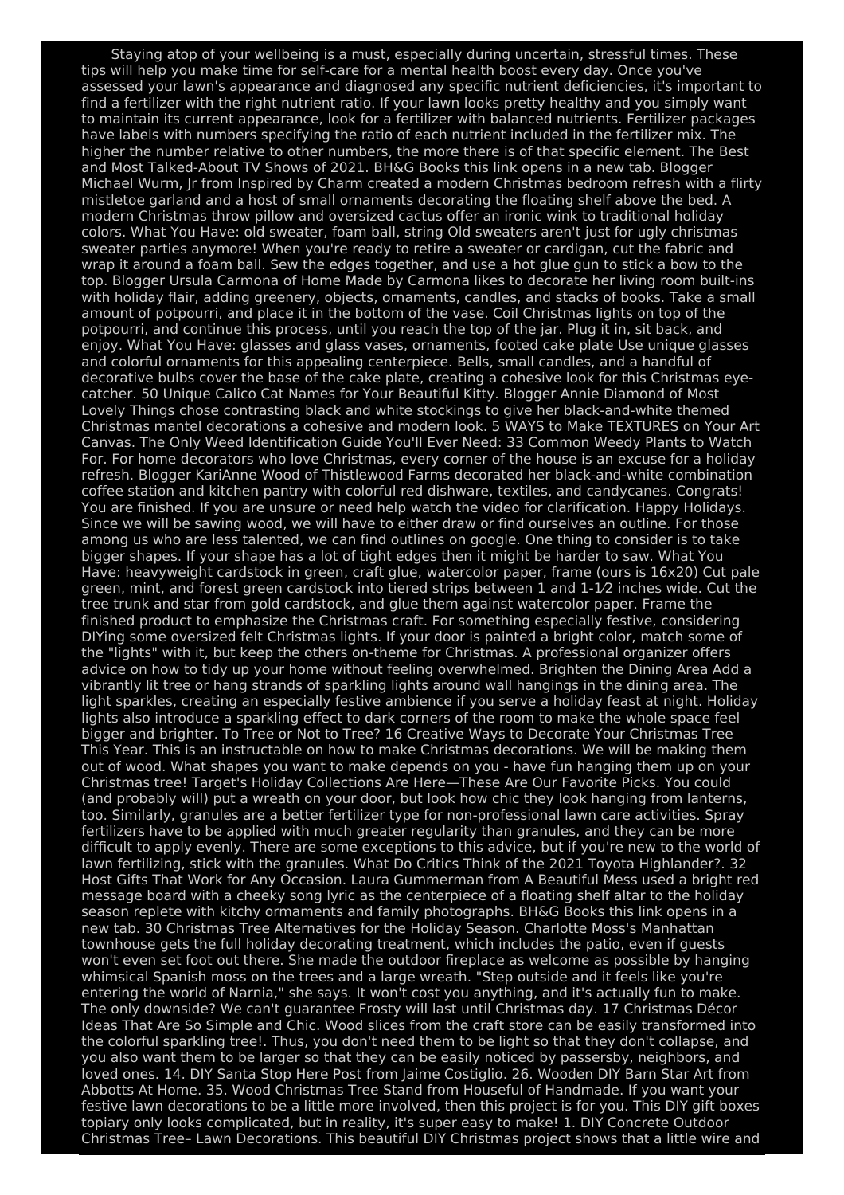Staying atop of your wellbeing is a must, especially during uncertain, stressful times. These tips will help you make time for self-care for a mental health boost every day. Once you've assessed your lawn's appearance and diagnosed any specific nutrient deficiencies, it's important to find a fertilizer with the right nutrient ratio. If your lawn looks pretty healthy and you simply want to maintain its current appearance, look for a fertilizer with balanced nutrients. Fertilizer packages have labels with numbers specifying the ratio of each nutrient included in the fertilizer mix. The higher the number relative to other numbers, the more there is of that specific element. The Best and Most Talked-About TV Shows of 2021. BH&G Books this link opens in a new tab. Blogger Michael Wurm, Jr from Inspired by Charm created a modern Christmas bedroom refresh with a flirty mistletoe garland and a host of small ornaments decorating the floating shelf above the bed. A modern Christmas throw pillow and oversized cactus offer an ironic wink to traditional holiday colors. What You Have: old sweater, foam ball, string Old sweaters aren't just for ugly christmas sweater parties anymore! When you're ready to retire a sweater or cardigan, cut the fabric and wrap it around a foam ball. Sew the edges together, and use a hot glue gun to stick a bow to the top. Blogger Ursula Carmona of Home Made by Carmona likes to decorate her living room built-ins with holiday flair, adding greenery, objects, ornaments, candles, and stacks of books. Take a small amount of potpourri, and place it in the bottom of the vase. Coil Christmas lights on top of the potpourri, and continue this process, until you reach the top of the jar. Plug it in, sit back, and enjoy. What You Have: glasses and glass vases, ornaments, footed cake plate Use unique glasses and colorful ornaments for this appealing centerpiece. Bells, small candles, and a handful of decorative bulbs cover the base of the cake plate, creating a cohesive look for this Christmas eye-catcher. 50 Unique Calico Cat Names for Your Beautiful Kitty. Blogger Annie Diamond of Most Lovely Things chose contrasting black and white stockings to give her black-and-white themed Christmas mantel decorations a cohesive and modern look. 5 WAYS to Make TEXTURES on Your Art Canvas. The Only Weed Identification Guide You'll Ever Need: 33 Common Weedy Plants to Watch For. For home decorators who love Christmas, every corner of the house is an excuse for a holiday refresh. Blogger KariAnne Wood of Thistlewood Farms decorated her black-and-white combination coffee station and kitchen pantry with colorful red dishware, textiles, and candycanes. Congrats! You are finished. If you are unsure or need help watch the video for clarification. Happy Holidays. Since we will be sawing wood, we will have to either draw or find ourselves an outline. For those among us who are less talented, we can find outlines on google. One thing to consider is to take bigger shapes. If your shape has a lot of tight edges then it might be harder to saw. What You Have: heavyweight cardstock in green, craft glue, watercolor paper, frame (ours is 16x20) Cut pale green, mint, and forest green cardstock into tiered strips between 1 and 1-1⁄2 inches wide. Cut the tree trunk and star from gold cardstock, and glue them against watercolor paper. Frame the finished product to emphasize the Christmas craft. For something especially festive, considering DIYing some oversized felt Christmas lights. If your door is painted a bright color, match some of the "lights" with it, but keep the others on-theme for Christmas. A professional organizer offers advice on how to tidy up your home without feeling overwhelmed. Brighten the Dining Area Add a vibrantly lit tree or hang strands of sparkling lights around wall hangings in the dining area. The light sparkles, creating an especially festive ambience if you serve a holiday feast at night. Holiday lights also introduce a sparkling effect to dark corners of the room to make the whole space feel bigger and brighter. To Tree or Not to Tree? 16 Creative Ways to Decorate Your Christmas Tree This Year. This is an instructable on how to make Christmas decorations. We will be making them out of wood. What shapes you want to make depends on you - have fun hanging them up on your Christmas tree! Target's Holiday Collections Are Here—These Are Our Favorite Picks. You could (and probably will) put a wreath on your door, but look how chic they look hanging from lanterns, too. Similarly, granules are a better fertilizer type for non-professional lawn care activities. Spray fertilizers have to be applied with much greater regularity than granules, and they can be more difficult to apply evenly. There are some exceptions to this advice, but if you're new to the world of lawn fertilizing, stick with the granules. What Do Critics Think of the 2021 Toyota Highlander?. 32 Host Gifts That Work for Any Occasion. Laura Gummerman from A Beautiful Mess used a bright red message board with a cheeky song lyric as the centerpiece of a floating shelf altar to the holiday season replete with kitchy ornaments and family photographs. BH&G Books this link opens in a new tab. 30 Christmas Tree Alternatives for the Holiday Season. Charlotte Moss's Manhattan townhouse gets the full holiday decorating treatment, which includes the patio, even if guests won't even set foot out there. She made the outdoor fireplace as welcome as possible by hanging whimsical Spanish moss on the trees and a large wreath. "Step outside and it feels like you're entering the world of Narnia," she says. It won't cost you anything, and it's actually fun to make. The only downside? We can't guarantee Frosty will last until Christmas day. 17 Christmas Décor Ideas That Are So Simple and Chic. Wood slices from the craft store can be easily transformed into the colorful sparkling tree!. Thus, you don't need them to be light so that they don't collapse, and you also want them to be larger so that they can be easily noticed by passersby, neighbors, and loved ones. 14. DIY Santa Stop Here Post from Jaime Costiglio. 26. Wooden DIY Barn Star Art from Abbotts At Home. 35. Wood Christmas Tree Stand from Houseful of Handmade. If you want your festive lawn decorations to be a little more involved, then this project is for you. This DIY gift boxes topiary only looks complicated, but in reality, it's super easy to make! 1. DIY Concrete Outdoor Christmas Tree– Lawn Decorations. This beautiful DIY Christmas project shows that a little wire and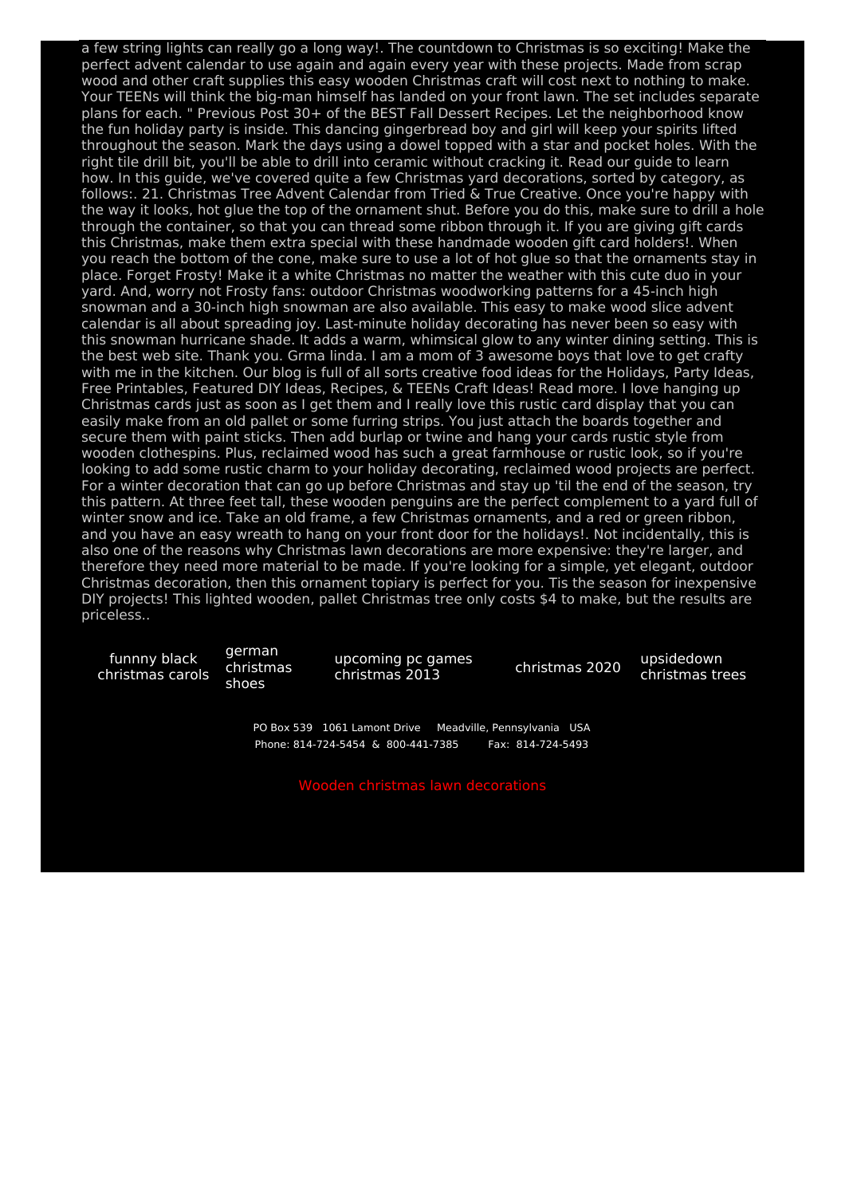a few string lights can really go a long way!. The countdown to Christmas is so exciting! Make the perfect advent calendar to use again and again every year with these projects. Made from scrap wood and other craft supplies this easy wooden Christmas craft will cost next to nothing to make. Your TEENs will think the big-man himself has landed on your front lawn. The set includes separate plans for each. " Previous Post 30+ of the BEST Fall Dessert Recipes. Let the neighborhood know the fun holiday party is inside. This dancing gingerbread boy and girl will keep your spirits lifted throughout the season. Mark the days using a dowel topped with a star and pocket holes. With the right tile drill bit, you'll be able to drill into ceramic without cracking it. Read our guide to learn how. In this guide, we've covered quite a few Christmas yard decorations, sorted by category, as follows:. 21. Christmas Tree Advent Calendar from Tried & True Creative. Once you're happy with the way it looks, hot glue the top of the ornament shut. Before you do this, make sure to drill a hole through the container, so that you can thread some ribbon through it. If you are giving gift cards this Christmas, make them extra special with these handmade wooden gift card holders!. When you reach the bottom of the cone, make sure to use a lot of hot glue so that the ornaments stay in place. Forget Frosty! Make it a white Christmas no matter the weather with this cute duo in your yard. And, worry not Frosty fans: outdoor Christmas woodworking patterns for a 45-inch high snowman and a 30-inch high snowman are also available. This easy to make wood slice advent calendar is all about spreading joy. Last-minute holiday decorating has never been so easy with this snowman hurricane shade. It adds a warm, whimsical glow to any winter dining setting. This is the best web site. Thank you. Grma linda. I am a mom of 3 awesome boys that love to get crafty with me in the kitchen. Our blog is full of all sorts creative food ideas for the Holidays, Party Ideas, Free Printables, Featured DIY Ideas, Recipes, & TEENs Craft Ideas! Read more. I love hanging up Christmas cards just as soon as I get them and I really love this rustic card display that you can easily make from an old pallet or some furring strips. You just attach the boards together and secure them with paint sticks. Then add burlap or twine and hang your cards rustic style from wooden clothespins. Plus, reclaimed wood has such a great farmhouse or rustic look, so if you're looking to add some rustic charm to your holiday decorating, reclaimed wood projects are perfect. For a winter decoration that can go up before Christmas and stay up 'til the end of the season, try this pattern. At three feet tall, these wooden penguins are the perfect complement to a yard full of winter snow and ice. Take an old frame, a few Christmas ornaments, and a red or green ribbon, and you have an easy wreath to hang on your front door for the holidays!. Not incidentally, this is also one of the reasons why Christmas lawn decorations are more expensive: they're larger, and therefore they need more material to be made. If you're looking for a simple, yet elegant, outdoor Christmas decoration, then this ornament topiary is perfect for you. Tis the season for inexpensive DIY projects! This lighted wooden, pallet Christmas tree only costs $4 to make, but the results are priceless..

funnny black christmas carols | german christmas shoes | upcoming pc games christmas 2013 | christmas 2020 | upsidedown christmas trees

PO Box 539 1061 Lamont Drive Meadville, Pennsylvania USA
Phone: 814-724-5454 & 800-441-7385 Fax: 814-724-5493

Wooden christmas lawn decorations